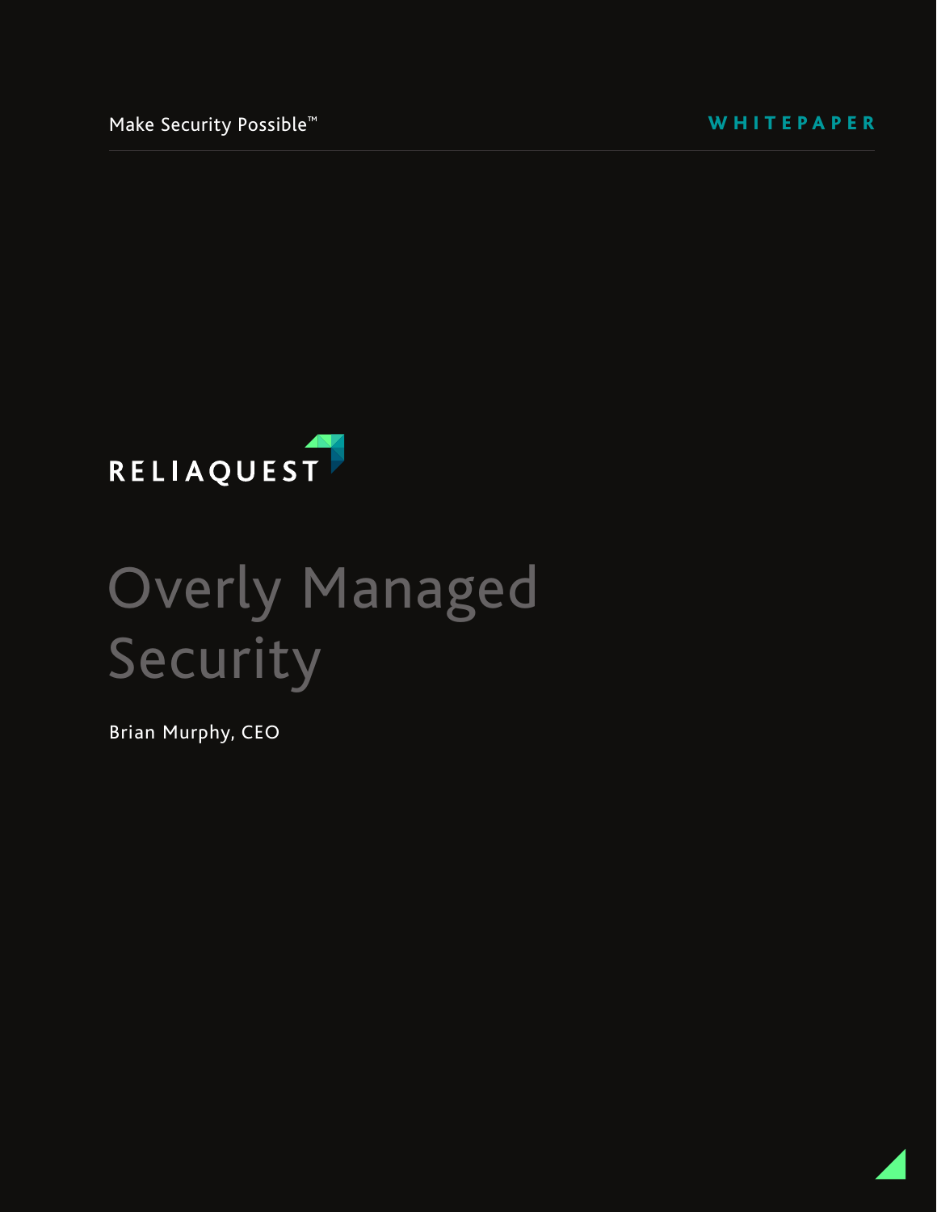Make Security Possible™

WHITEPAPER

RELIAQUEST

# Overly Managed Security

Brian Murphy, CEO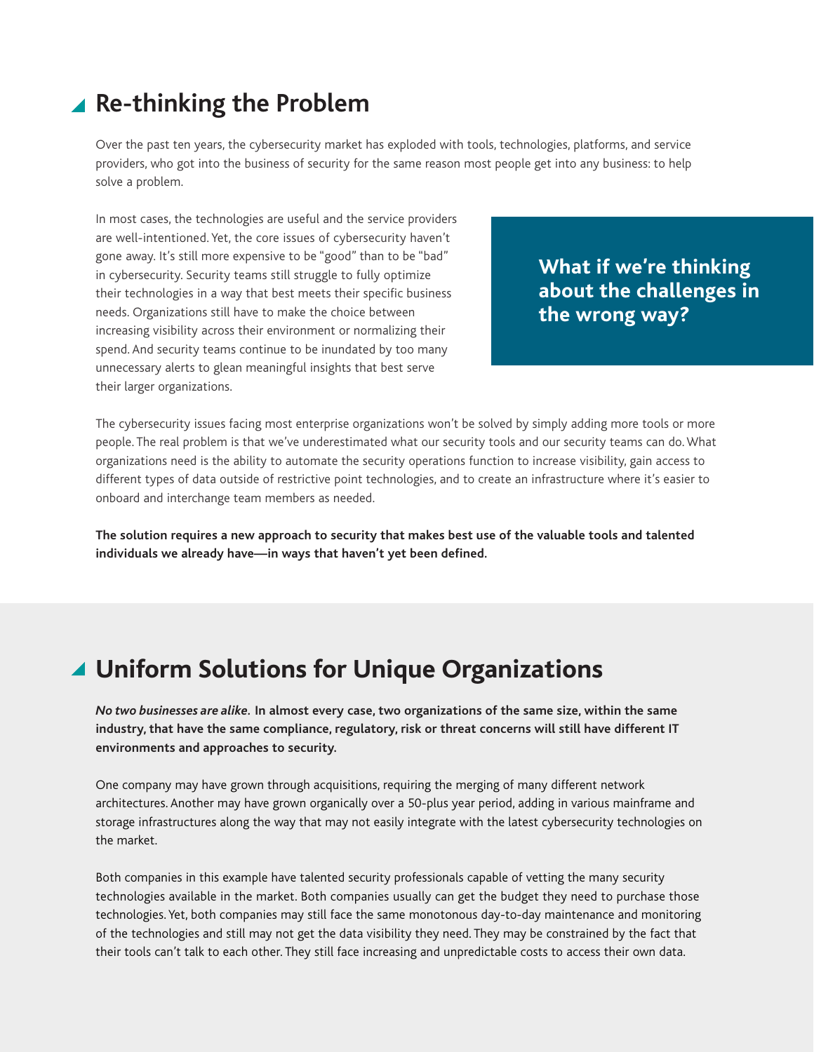## Re-thinking the Problem

Over the past ten years, the cybersecurity market has exploded with tools, technologies, platforms, and service providers, who got into the business of security for the same reason most people get into any business: to help solve a problem.

In most cases, the technologies are useful and the service providers are well-intentioned. Yet, the core issues of cybersecurity haven't gone away. It's still more expensive to be "good" than to be "bad" in cybersecurity. Security teams still struggle to fully optimize their technologies in a way that best meets their specific business needs. Organizations still have to make the choice between increasing visibility across their environment or normalizing their spend. And security teams continue to be inundated by too many unnecessary alerts to glean meaningful insights that best serve their larger organizations.

**What if we're thinking about the challenges in the wrong way?**

The cybersecurity issues facing most enterprise organizations won't be solved by simply adding more tools or more people. The real problem is that we've underestimated what our security tools and our security teams can do. What organizations need is the ability to automate the security operations function to increase visibility, gain access to different types of data outside of restrictive point technologies, and to create an infrastructure where it's easier to onboard and interchange team members as needed.

**The solution requires a new approach to security that makes best use of the valuable tools and talented individuals we already have—in ways that haven't yet been defined.**

## Uniform Solutions for Unique Organizations

***No two businesses are alike*. In almost every case, two organizations of the same size, within the same industry, that have the same compliance, regulatory, risk or threat concerns will still have different IT environments and approaches to security.**

One company may have grown through acquisitions, requiring the merging of many different network architectures. Another may have grown organically over a 50-plus year period, adding in various mainframe and storage infrastructures along the way that may not easily integrate with the latest cybersecurity technologies on the market.

Both companies in this example have talented security professionals capable of vetting the many security technologies available in the market. Both companies usually can get the budget they need to purchase those technologies. Yet, both companies may still face the same monotonous day-to-day maintenance and monitoring of the technologies and still may not get the data visibility they need. They may be constrained by the fact that their tools can't talk to each other. They still face increasing and unpredictable costs to access their own data.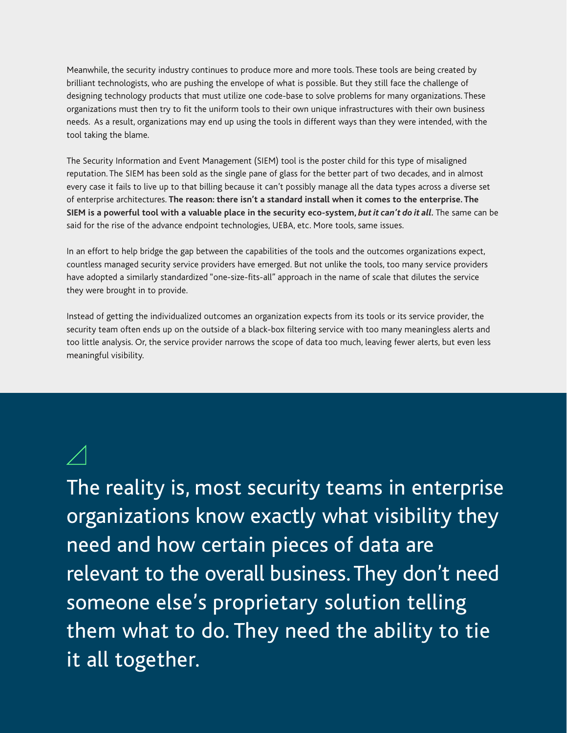Meanwhile, the security industry continues to produce more and more tools. These tools are being created by brilliant technologists, who are pushing the envelope of what is possible. But they still face the challenge of designing technology products that must utilize one code-base to solve problems for many organizations. These organizations must then try to fit the uniform tools to their own unique infrastructures with their own business needs. As a result, organizations may end up using the tools in different ways than they were intended, with the tool taking the blame.

The Security Information and Event Management (SIEM) tool is the poster child for this type of misaligned reputation. The SIEM has been sold as the single pane of glass for the better part of two decades, and in almost every case it fails to live up to that billing because it can't possibly manage all the data types across a diverse set of enterprise architectures. **The reason: there isn't a standard install when it comes to the enterprise. The SIEM is a powerful tool with a valuable place in the security eco-system, *but it can't do it all*.** The same can be said for the rise of the advance endpoint technologies, UEBA, etc. More tools, same issues.

In an effort to help bridge the gap between the capabilities of the tools and the outcomes organizations expect, countless managed security service providers have emerged. But not unlike the tools, too many service providers have adopted a similarly standardized "one-size-fits-all" approach in the name of scale that dilutes the service they were brought in to provide.

Instead of getting the individualized outcomes an organization expects from its tools or its service provider, the security team often ends up on the outside of a black-box filtering service with too many meaningless alerts and too little analysis. Or, the service provider narrows the scope of data too much, leaving fewer alerts, but even less meaningful visibility.

> The reality is, most security teams in enterprise organizations know exactly what visibility they need and how certain pieces of data are relevant to the overall business. They don't need someone else's proprietary solution telling them what to do. They need the ability to tie it all together.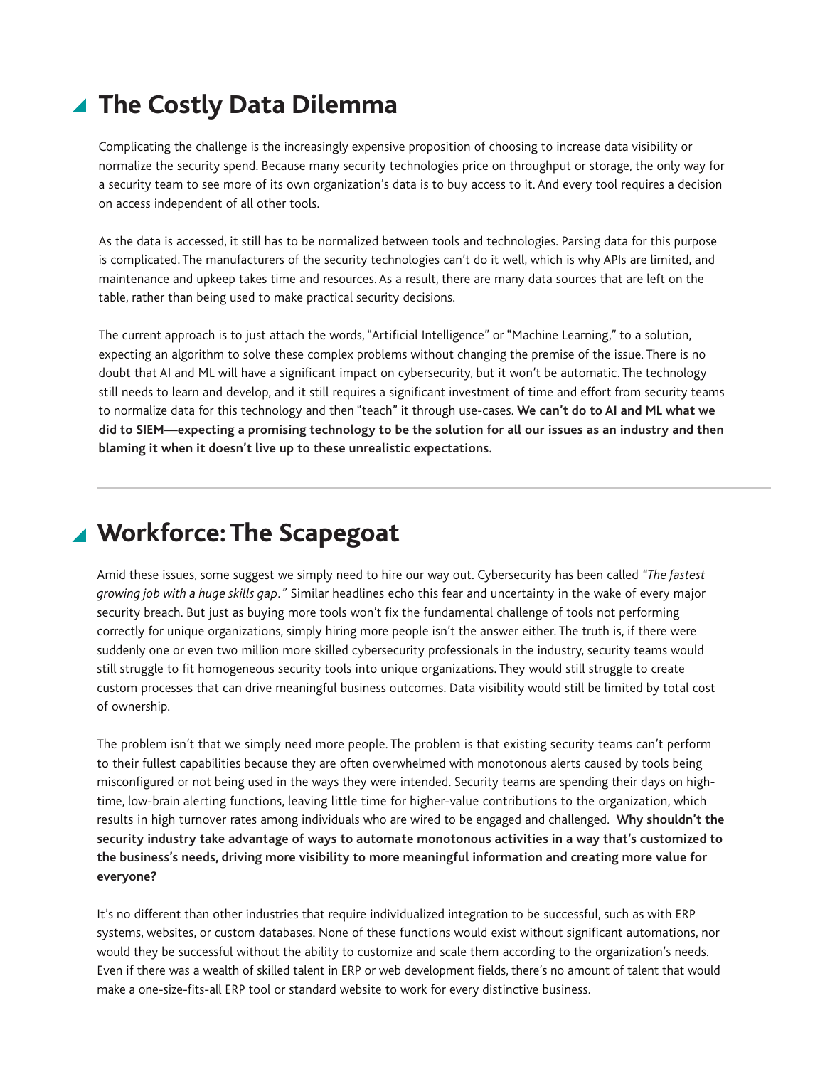## The Costly Data Dilemma

Complicating the challenge is the increasingly expensive proposition of choosing to increase data visibility or normalize the security spend. Because many security technologies price on throughput or storage, the only way for a security team to see more of its own organization's data is to buy access to it. And every tool requires a decision on access independent of all other tools.

As the data is accessed, it still has to be normalized between tools and technologies. Parsing data for this purpose is complicated. The manufacturers of the security technologies can't do it well, which is why APIs are limited, and maintenance and upkeep takes time and resources. As a result, there are many data sources that are left on the table, rather than being used to make practical security decisions.

The current approach is to just attach the words, "Artificial Intelligence" or "Machine Learning," to a solution, expecting an algorithm to solve these complex problems without changing the premise of the issue. There is no doubt that AI and ML will have a significant impact on cybersecurity, but it won't be automatic. The technology still needs to learn and develop, and it still requires a significant investment of time and effort from security teams to normalize data for this technology and then "teach" it through use-cases. **We can't do to AI and ML what we did to SIEM—expecting a promising technology to be the solution for all our issues as an industry and then blaming it when it doesn't live up to these unrealistic expectations.**

---

## Workforce: The Scapegoat

Amid these issues, some suggest we simply need to hire our way out. Cybersecurity has been called *"The fastest growing job with a huge skills gap."* Similar headlines echo this fear and uncertainty in the wake of every major security breach. But just as buying more tools won't fix the fundamental challenge of tools not performing correctly for unique organizations, simply hiring more people isn't the answer either. The truth is, if there were suddenly one or even two million more skilled cybersecurity professionals in the industry, security teams would still struggle to fit homogeneous security tools into unique organizations. They would still struggle to create custom processes that can drive meaningful business outcomes. Data visibility would still be limited by total cost of ownership.

The problem isn't that we simply need more people. The problem is that existing security teams can't perform to their fullest capabilities because they are often overwhelmed with monotonous alerts caused by tools being misconfigured or not being used in the ways they were intended. Security teams are spending their days on high-time, low-brain alerting functions, leaving little time for higher-value contributions to the organization, which results in high turnover rates among individuals who are wired to be engaged and challenged. **Why shouldn't the security industry take advantage of ways to automate monotonous activities in a way that's customized to the business's needs, driving more visibility to more meaningful information and creating more value for everyone?**

It's no different than other industries that require individualized integration to be successful, such as with ERP systems, websites, or custom databases. None of these functions would exist without significant automations, nor would they be successful without the ability to customize and scale them according to the organization's needs. Even if there was a wealth of skilled talent in ERP or web development fields, there's no amount of talent that would make a one-size-fits-all ERP tool or standard website to work for every distinctive business.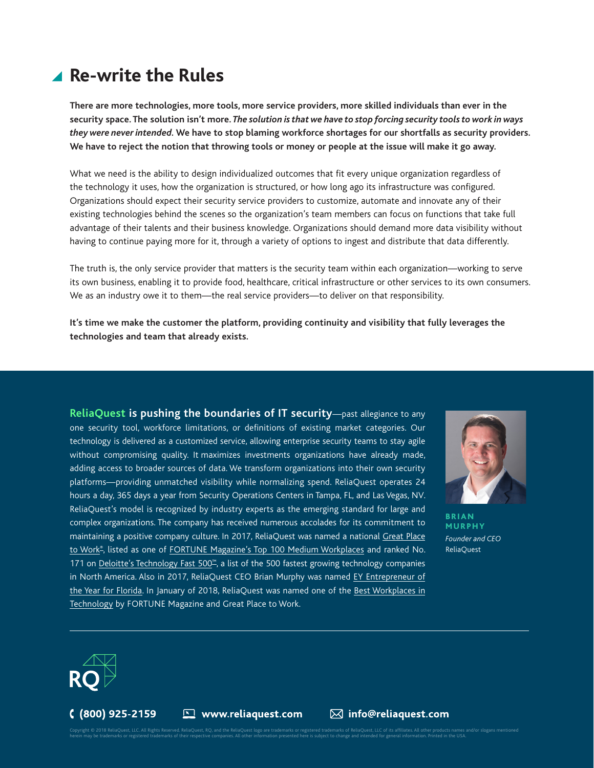## Re-write the Rules

**There are more technologies, more tools, more service providers, more skilled individuals than ever in the security space. The solution isn't more. *The solution is that we have to stop forcing security tools to work in ways they were never intended.* We have to stop blaming workforce shortages for our shortfalls as security providers. We have to reject the notion that throwing tools or money or people at the issue will make it go away.**

What we need is the ability to design individualized outcomes that fit every unique organization regardless of the technology it uses, how the organization is structured, or how long ago its infrastructure was configured. Organizations should expect their security service providers to customize, automate and innovate any of their existing technologies behind the scenes so the organization's team members can focus on functions that take full advantage of their talents and their business knowledge. Organizations should demand more data visibility without having to continue paying more for it, through a variety of options to ingest and distribute that data differently.

The truth is, the only service provider that matters is the security team within each organization—working to serve its own business, enabling it to provide food, healthcare, critical infrastructure or other services to its own consumers. We as an industry owe it to them—the real service providers—to deliver on that responsibility.

**It's time we make the customer the platform, providing continuity and visibility that fully leverages the technologies and team that already exists.**

**ReliaQuest is pushing the boundaries of IT security**—past allegiance to any one security tool, workforce limitations, or definitions of existing market categories. Our technology is delivered as a customized service, allowing enterprise security teams to stay agile without compromising quality. It maximizes investments organizations have already made, adding access to broader sources of data. We transform organizations into their own security platforms—providing unmatched visibility while normalizing spend. ReliaQuest operates 24 hours a day, 365 days a year from Security Operations Centers in Tampa, FL, and Las Vegas, NV. ReliaQuest's model is recognized by industry experts as the emerging standard for large and complex organizations. The company has received numerous accolades for its commitment to maintaining a positive company culture. In 2017, ReliaQuest was named a national Great Place to Work®, listed as one of FORTUNE Magazine's Top 100 Medium Workplaces and ranked No. 171 on Deloitte's Technology Fast 500™, a list of the 500 fastest growing technology companies in North America. Also in 2017, ReliaQuest CEO Brian Murphy was named EY Entrepreneur of the Year for Florida. In January of 2018, ReliaQuest was named one of the Best Workplaces in Technology by FORTUNE Magazine and Great Place to Work.

**BRIAN MURPHY**
*Founder and CEO*
ReliaQuest

RQ

(800) 925-2159 | www.reliaquest.com | info@reliaquest.com

Copyright © 2018 ReliaQuest, LLC. All Rights Reserved. ReliaQuest, RQ, and the ReliaQuest logo are trademarks or registered trademarks of ReliaQuest, LLC of its affiliates. All other products names and/or slogans mentioned herein may be trademarks or registered trademarks of their respective companies. All other information presented here is subject to change and intended for general information. Printed in the USA.